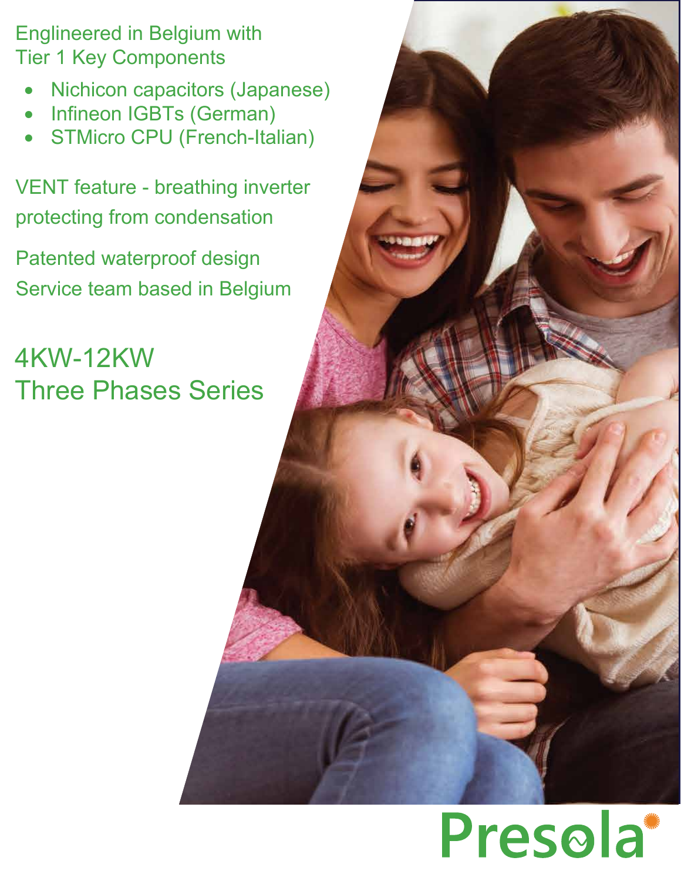Englineered in Belgium with
Tier 1 Key Components

- Nichicon capacitors (Japanese)
- Infineon IGBTs (German)
- STMicro CPU (French-Italian)

VENT feature - breathing inverter protecting from condensation

Patented waterproof design

Service team based in Belgium

# 4KW-12KW Three Phases Series

Presola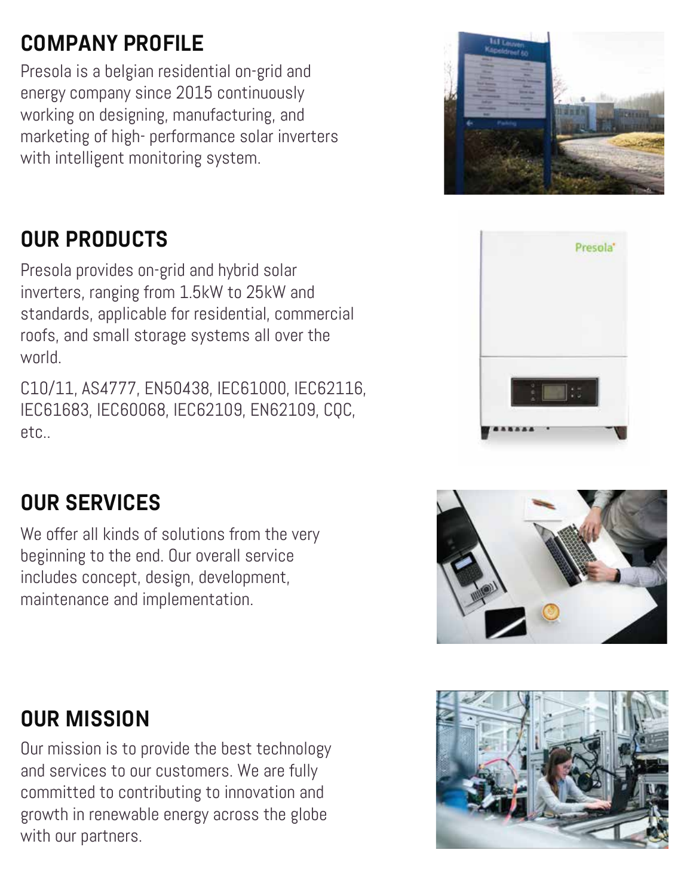## COMPANY PROFILE

Presola is a belgian residential on-grid and energy company since 2015 continuously working on designing, manufacturing, and marketing of high- performance solar inverters with intelligent monitoring system.

## OUR PRODUCTS

Presola provides on-grid and hybrid solar inverters, ranging from 1.5kW to 25kW and standards, applicable for residential, commercial roofs, and small storage systems all over the world.

C10/11, AS4777, EN50438, IEC61000, IEC62116, IEC61683, IEC60068, IEC62109, EN62109, CQC, etc..

## OUR SERVICES

We offer all kinds of solutions from the very beginning to the end. Our overall service includes concept, design, development, maintenance and implementation.

## OUR MISSION

Our mission is to provide the best technology and services to our customers. We are fully committed to contributing to innovation and growth in renewable energy across the globe with our partners.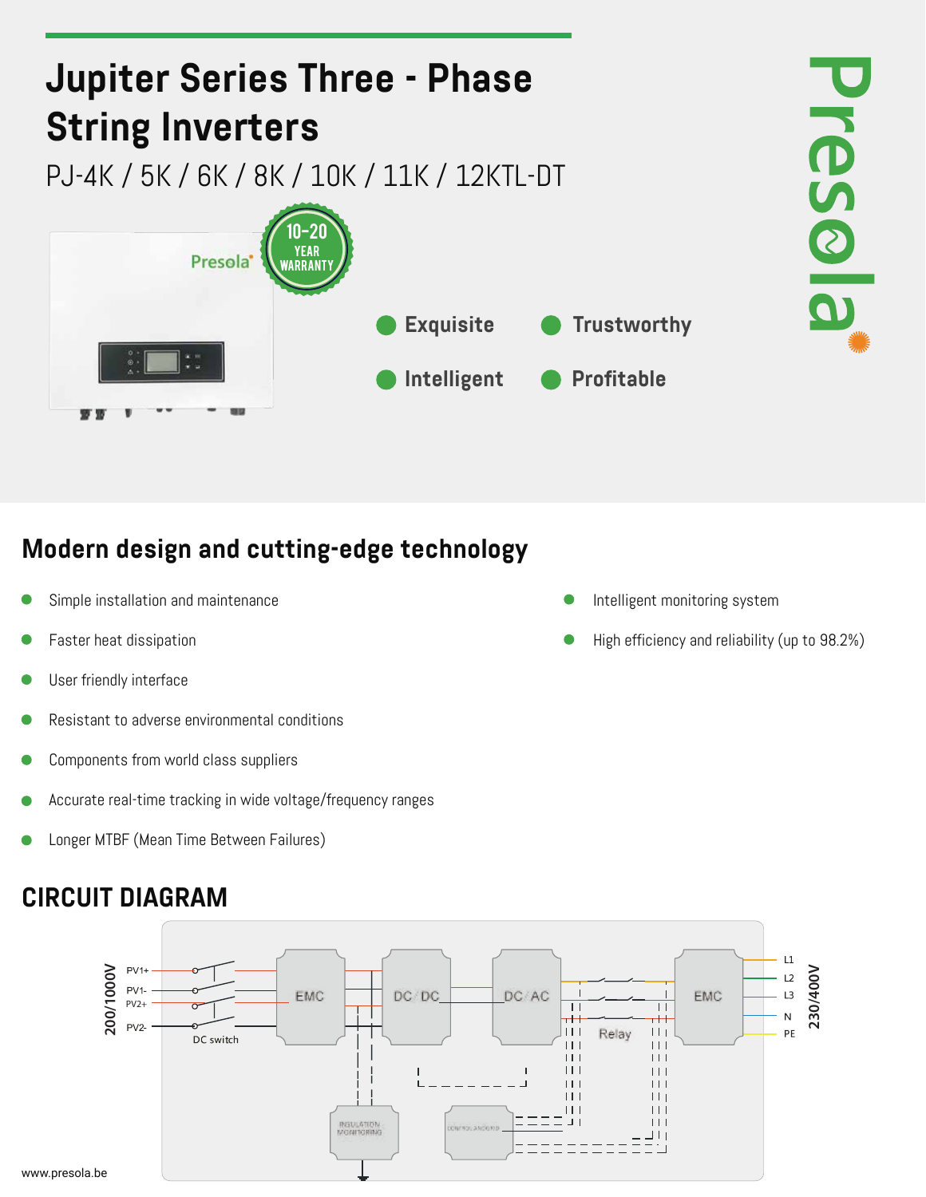# Jupiter Series Three - Phase String Inverters

PJ-4K / 5K / 6K / 8K / 10K / 11K / 12KTL-DT

10-20 YEAR WARRANTY

- Exquisite
- Trustworthy
- Intelligent
- Profitable

## Modern design and cutting-edge technology

- Simple installation and maintenance
- Faster heat dissipation
- User friendly interface
- Resistant to adverse environmental conditions
- Components from world class suppliers
- Accurate real-time tracking in wide voltage/frequency ranges
- Longer MTBF (Mean Time Between Failures)
- Intelligent monitoring system
- High efficiency and reliability (up to 98.2%)

## CIRCUIT DIAGRAM

200/1000V — PV1+, PV1-, PV2+, PV2- — DC switch — EMC — DC/DC — DC/AC — Relay — EMC — L1, L2, L3, N, PE — 230/400V

INSULATION MONITORING — CONTROL BOARD

www.presola.be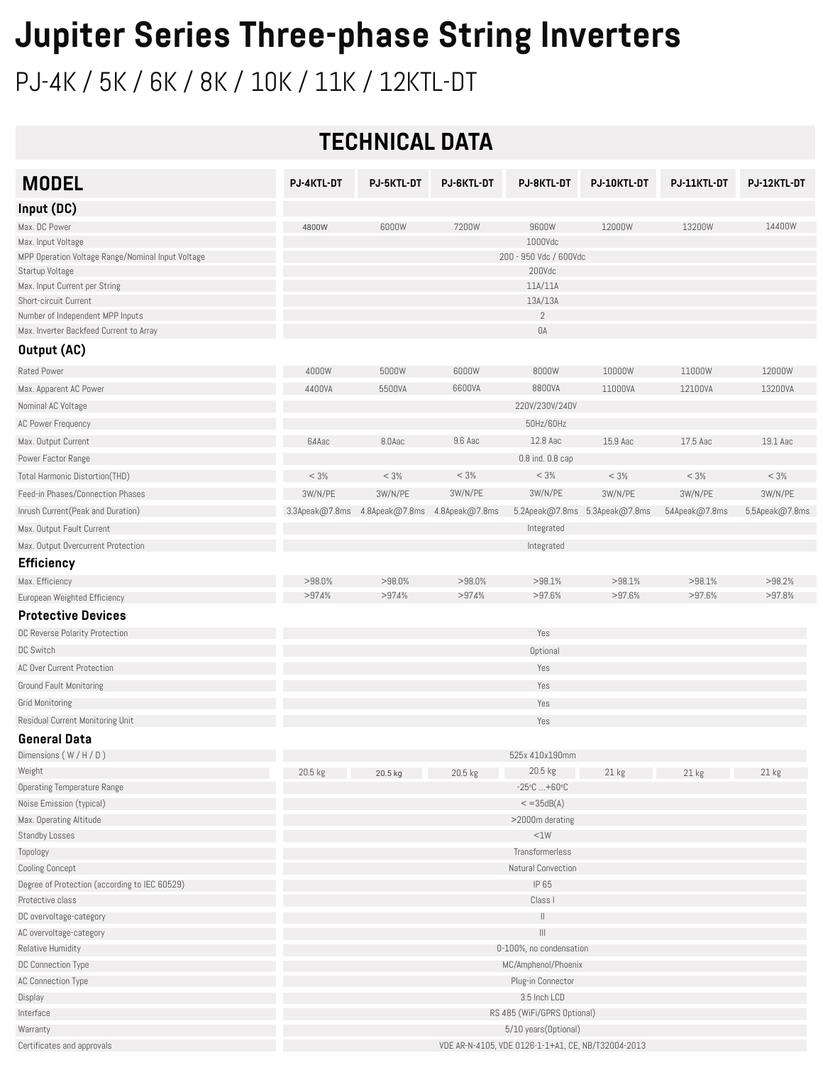# Jupiter Series Three-phase String Inverters

## PJ-4K / 5K / 6K / 8K / 10K / 11K / 12KTL-DT

### TECHNICAL DATA

| MODEL | PJ-4KTL-DT | PJ-5KTL-DT | PJ-6KTL-DT | PJ-8KTL-DT | PJ-10KTL-DT | PJ-11KTL-DT | PJ-12KTL-DT |
|---|---|---|---|---|---|---|---|
| **Input (DC)** | | | | | | | |
| Max. DC Power | 4800W | 6000W | 7200W | 9600W | 12000W | 13200W | 14400W |
| Max. Input Voltage | 1000Vdc | | | | | | |
| MPP Operation Voltage Range/Nominal Input Voltage | 200 - 950 Vdc / 600Vdc | | | | | | |
| Startup Voltage | 200Vdc | | | | | | |
| Max. Input Current per String | 11A/11A | | | | | | |
| Short-circuit Current | 13A/13A | | | | | | |
| Number of Independent MPP Inputs | 2 | | | | | | |
| Max. Inverter Backfeed Current to Array | 0A | | | | | | |
| **Output (AC)** | | | | | | | |
| Rated Power | 4000W | 5000W | 6000W | 8000W | 10000W | 11000W | 12000W |
| Max. Apparent AC Power | 4400VA | 5500VA | 6600VA | 8800VA | 11000VA | 12100VA | 13200VA |
| Nominal AC Voltage | 220V/230V/240V | | | | | | |
| AC Power Frequency | 50Hz/60Hz | | | | | | |
| Max. Output Current | 64Aac | 8.0Aac | 9.6 Aac | 12.8 Aac | 15.9 Aac | 17.5 Aac | 19.1 Aac |
| Power Factor Range | 0.8 ind. 0.8 cap | | | | | | |
| Total Harmonic Distortion(THD) | < 3% | < 3% | < 3% | < 3% | < 3% | < 3% | < 3% |
| Feed-in Phases/Connection Phases | 3W/N/PE | 3W/N/PE | 3W/N/PE | 3W/N/PE | 3W/N/PE | 3W/N/PE | 3W/N/PE |
| Inrush Current(Peak and Duration) | 3.3Apeak@7.8ms | 4.8Apeak@7.8ms | 4.8Apeak@7.8ms | 5.2Apeak@7.8ms | 5.3Apeak@7.8ms | 54Apeak@7.8ms | 5.5Apeak@7.8ms |
| Max. Output Fault Current | Integrated | | | | | | |
| Max. Output Overcurrent Protection | Integrated | | | | | | |
| **Efficiency** | | | | | | | |
| Max. Efficiency | >98.0% | >98.0% | >98.0% | >98.1% | >98.1% | >98.1% | >98.2% |
| European Weighted Efficiency | >97.4% | >97.4% | >97.4% | >97.6% | >97.6% | >97.6% | >97.8% |
| **Protective Devices** | | | | | | | |
| DC Reverse Polarity Protection | Yes | | | | | | |
| DC Switch | Optional | | | | | | |
| AC Over Current Protection | Yes | | | | | | |
| Ground Fault Monitoring | Yes | | | | | | |
| Grid Monitoring | Yes | | | | | | |
| Residual Current Monitoring Unit | Yes | | | | | | |
| **General Data** | | | | | | | |
| Dimensions ( W / H / D ) | 525x 410x190mm | | | | | | |
| Weight | 20.5 kg | 20.5 kg | 20.5 kg | 20.5 kg | 21 kg | 21 kg | 21 kg |
| Operating Temperature Range | -25°C ...+60°C | | | | | | |
| Noise Emission (typical) | < =35dB(A) | | | | | | |
| Max. Operating Altitude | >2000m derating | | | | | | |
| Standby Losses | <1W | | | | | | |
| Topology | Transformerless | | | | | | |
| Cooling Concept | Natural Convection | | | | | | |
| Degree of Protection (according to IEC 60529) | IP 65 | | | | | | |
| Protective class | Class I | | | | | | |
| DC overvoltage-category | II | | | | | | |
| AC overvoltage-category | III | | | | | | |
| Relative Humidity | 0-100%, no condensation | | | | | | |
| DC Connection Type | MC/Amphenol/Phoenix | | | | | | |
| AC Connection Type | Plug-in Connector | | | | | | |
| Display | 3.5 Inch LCD | | | | | | |
| Interface | RS 485 (WiFi/GPRS Optional) | | | | | | |
| Warranty | 5/10 years(Optional) | | | | | | |
| Certificates and approvals | VDE AR-N-4105, VDE 0126-1-1+A1, CE, NB/T32004-2013 | | | | | | |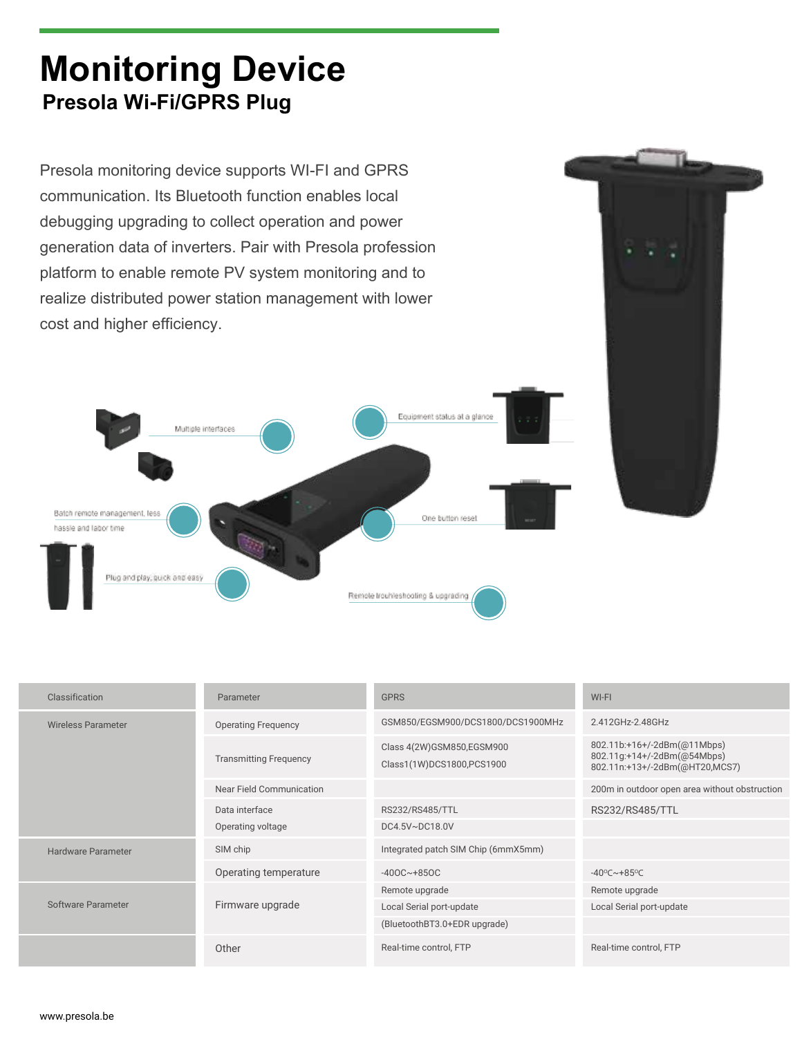# Monitoring Device

## Presola Wi-Fi/GPRS Plug

Presola monitoring device supports WI-FI and GPRS communication. Its Bluetooth function enables local debugging upgrading to collect operation and power generation data of inverters. Pair with Presola profession platform to enable remote PV system monitoring and to realize distributed power station management with lower cost and higher efficiency.

Multiple interfaces

Equipment status at a glance

Batch remote management, less hassle and labor time

One button reset

Plug and play, quick and easy

Remote troubleshooting & upgrading

| Classification | Parameter | GPRS | WI-FI |
|---|---|---|---|
| Wireless Parameter | Operating Frequency | GSM850/EGSM900/DCS1800/DCS1900MHz | 2.412GHz-2.48GHz |
| | Transmitting Frequency | Class 4(2W)GSM850,EGSM900<br>Class1(1W)DCS1800,PCS1900 | 802.11b:+16+/-2dBm(@11Mbps)<br>802.11g:+14+/-2dBm(@54Mbps)<br>802.11n:+13+/-2dBm(@HT20,MCS7) |
| | Near Field Communication | | 200m in outdoor open area without obstruction |
| | Data interface | RS232/RS485/TTL | RS232/RS485/TTL |
| | Operating voltage | DC4.5V~DC18.0V | |
| Hardware Parameter | SIM chip | Integrated patch SIM Chip (6mmX5mm) | |
| | Operating temperature | -40OC~+85OC | -40ºC~+85ºC |
| Software Parameter | Firmware upgrade | Remote upgrade<br>Local Serial port-update<br>(BluetoothBT3.0+EDR upgrade) | Remote upgrade<br>Local Serial port-update |
| | Other | Real-time control, FTP | Real-time control, FTP |

www.presola.be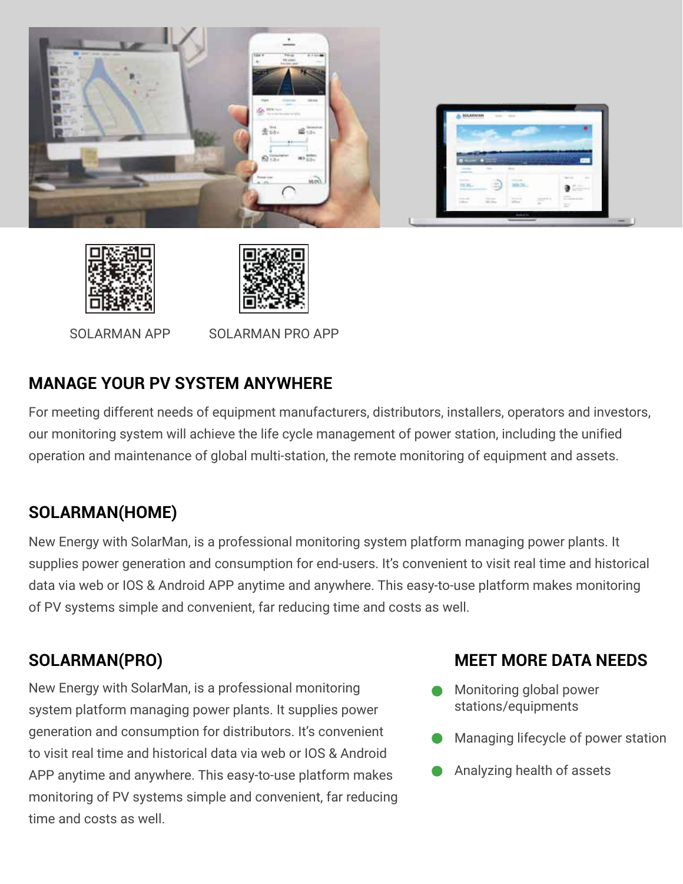SOLARMAN APP

SOLARMAN PRO APP

## MANAGE YOUR PV SYSTEM ANYWHERE

For meeting different needs of equipment manufacturers, distributors, installers, operators and investors, our monitoring system will achieve the life cycle management of power station, including the unified operation and maintenance of global multi-station, the remote monitoring of equipment and assets.

## SOLARMAN(HOME)

New Energy with SolarMan, is a professional monitoring system platform managing power plants. It supplies power generation and consumption for end-users. It's convenient to visit real time and historical data via web or IOS & Android APP anytime and anywhere. This easy-to-use platform makes monitoring of PV systems simple and convenient, far reducing time and costs as well.

## SOLARMAN(PRO)

New Energy with SolarMan, is a professional monitoring system platform managing power plants. It supplies power generation and consumption for distributors. It's convenient to visit real time and historical data via web or IOS & Android APP anytime and anywhere. This easy-to-use platform makes monitoring of PV systems simple and convenient, far reducing time and costs as well.

## MEET MORE DATA NEEDS

- Monitoring global power stations/equipments
- Managing lifecycle of power station
- Analyzing health of assets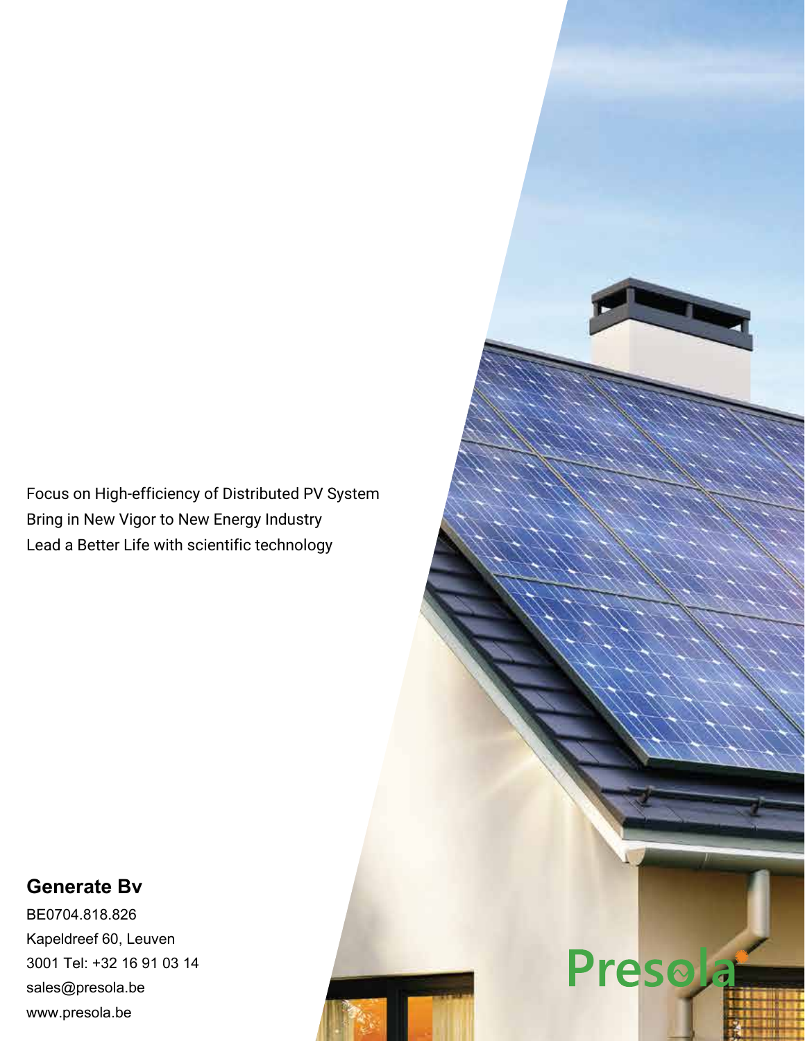Focus on High-efficiency of Distributed PV System
Bring in New Vigor to New Energy Industry
Lead a Better Life with scientific technology

## Generate Bv

BE0704.818.826
Kapeldreef 60, Leuven
3001 Tel: +32 16 91 03 14
sales@presola.be
www.presola.be

Presola